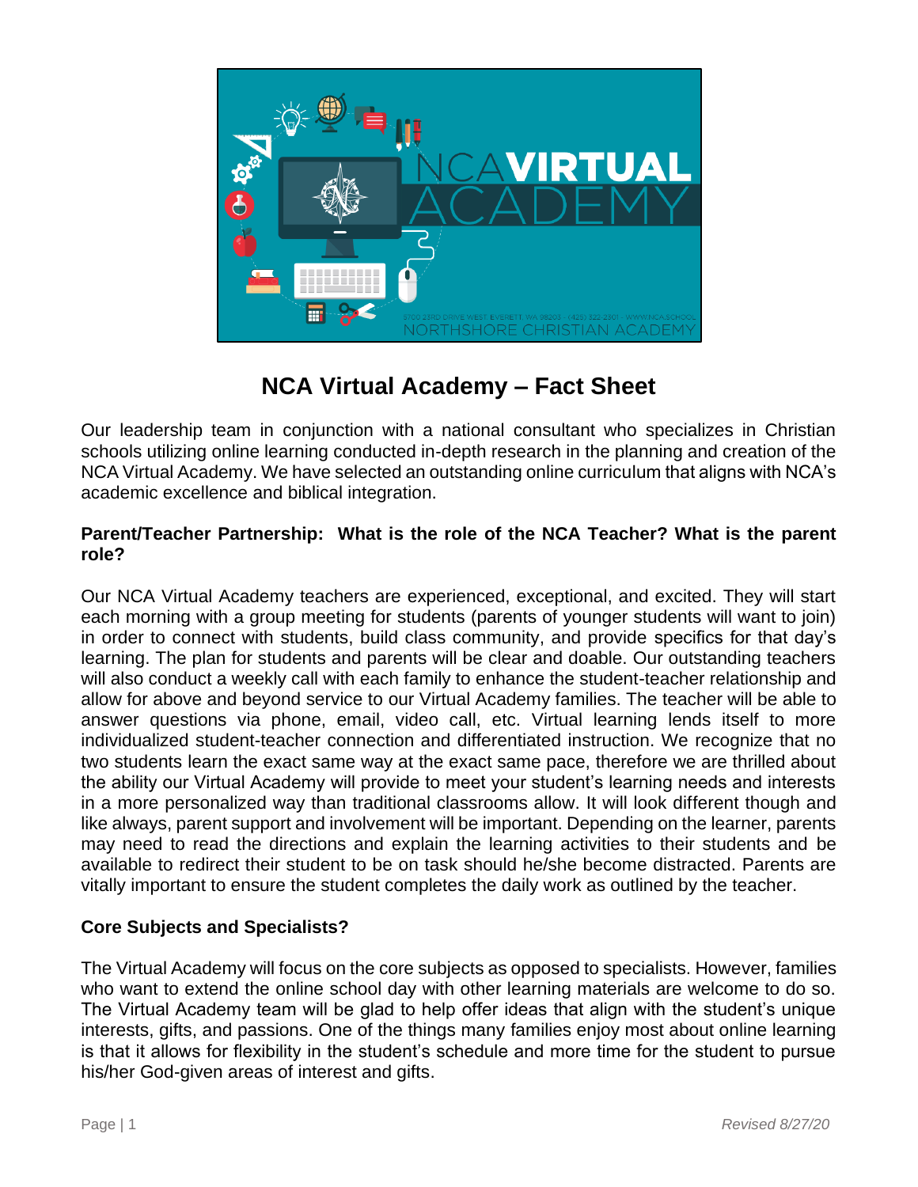# NCA Virtual Academy – Fact Sheet

Our leadership team in conjunction with a national consultant who specializes in Christian schools utilizing online learning conducted in-depth research in the planning and creation of the NCA Virtual Academy. We have selected an outstanding online curriculum that aligns with NCA's academic excellence and biblical integration.

**Parent/Teacher Partnership: What is the role of the NCA Teacher? What is the parent role?**

Our NCA Virtual Academy teachers are experienced, exceptional, and excited. They will start each morning with a group meeting for students (parents of younger students will want to join) in order to connect with students, build class community, and provide specifics for that day's learning. The plan for students and parents will be clear and doable. Our outstanding teachers will also conduct a weekly call with each family to enhance the student-teacher relationship and allow for above and beyond service to our Virtual Academy families. The teacher will be able to answer questions via phone, email, video call, etc. Virtual learning lends itself to more individualized student-teacher connection and differentiated instruction. We recognize that no two students learn the exact same way at the exact same pace, therefore we are thrilled about the ability our Virtual Academy will provide to meet your student's learning needs and interests in a more personalized way than traditional classrooms allow. It will look different though and like always, parent support and involvement will be important. Depending on the learner, parents may need to read the directions and explain the learning activities to their students and be available to redirect their student to be on task should he/she become distracted. Parents are vitally important to ensure the student completes the daily work as outlined by the teacher.

**Core Subjects and Specialists?**

The Virtual Academy will focus on the core subjects as opposed to specialists. However, families who want to extend the online school day with other learning materials are welcome to do so. The Virtual Academy team will be glad to help offer ideas that align with the student's unique interests, gifts, and passions. One of the things many families enjoy most about online learning is that it allows for flexibility in the student's schedule and more time for the student to pursue his/her God-given areas of interest and gifts.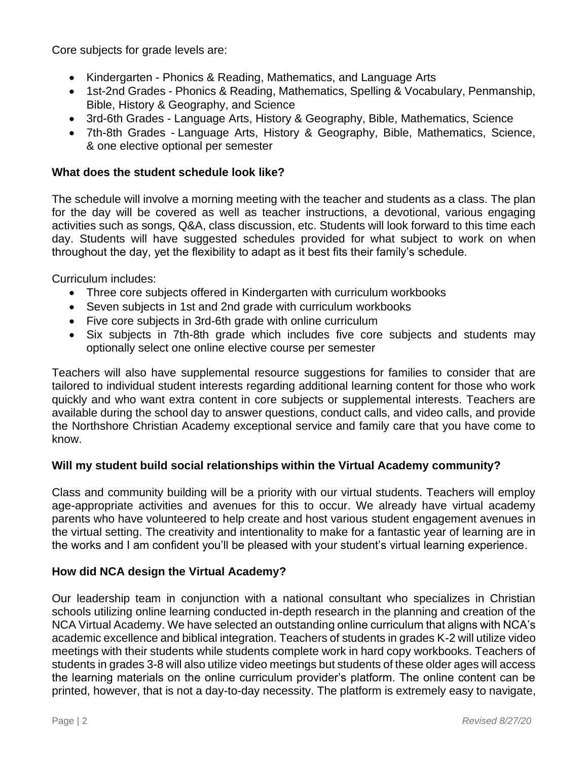Core subjects for grade levels are:

- Kindergarten - Phonics & Reading, Mathematics, and Language Arts
- 1st-2nd Grades - Phonics & Reading, Mathematics, Spelling & Vocabulary, Penmanship, Bible, History & Geography, and Science
- 3rd-6th Grades - Language Arts, History & Geography, Bible, Mathematics, Science
- 7th-8th Grades - Language Arts, History & Geography, Bible, Mathematics, Science, & one elective optional per semester

**What does the student schedule look like?**

The schedule will involve a morning meeting with the teacher and students as a class. The plan for the day will be covered as well as teacher instructions, a devotional, various engaging activities such as songs, Q&A, class discussion, etc. Students will look forward to this time each day. Students will have suggested schedules provided for what subject to work on when throughout the day, yet the flexibility to adapt as it best fits their family's schedule.

Curriculum includes:

- Three core subjects offered in Kindergarten with curriculum workbooks
- Seven subjects in 1st and 2nd grade with curriculum workbooks
- Five core subjects in 3rd-6th grade with online curriculum
- Six subjects in 7th-8th grade which includes five core subjects and students may optionally select one online elective course per semester

Teachers will also have supplemental resource suggestions for families to consider that are tailored to individual student interests regarding additional learning content for those who work quickly and who want extra content in core subjects or supplemental interests. Teachers are available during the school day to answer questions, conduct calls, and video calls, and provide the Northshore Christian Academy exceptional service and family care that you have come to know.

**Will my student build social relationships within the Virtual Academy community?**

Class and community building will be a priority with our virtual students. Teachers will employ age-appropriate activities and avenues for this to occur. We already have virtual academy parents who have volunteered to help create and host various student engagement avenues in the virtual setting. The creativity and intentionality to make for a fantastic year of learning are in the works and I am confident you'll be pleased with your student's virtual learning experience.

**How did NCA design the Virtual Academy?**

Our leadership team in conjunction with a national consultant who specializes in Christian schools utilizing online learning conducted in-depth research in the planning and creation of the NCA Virtual Academy. We have selected an outstanding online curriculum that aligns with NCA's academic excellence and biblical integration. Teachers of students in grades K-2 will utilize video meetings with their students while students complete work in hard copy workbooks. Teachers of students in grades 3-8 will also utilize video meetings but students of these older ages will access the learning materials on the online curriculum provider's platform. The online content can be printed, however, that is not a day-to-day necessity. The platform is extremely easy to navigate,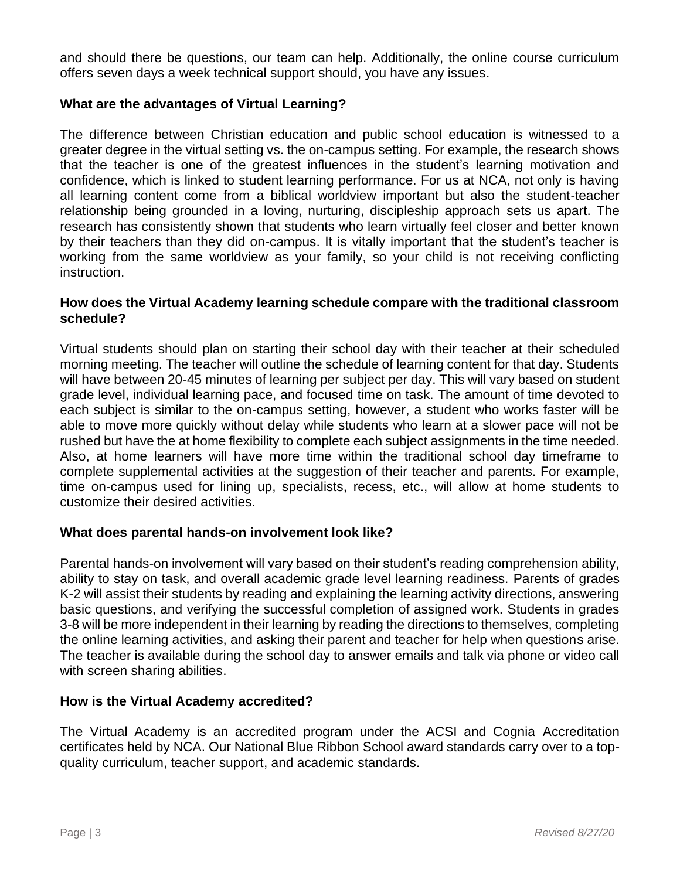and should there be questions, our team can help. Additionally, the online course curriculum offers seven days a week technical support should, you have any issues.

**What are the advantages of Virtual Learning?**

The difference between Christian education and public school education is witnessed to a greater degree in the virtual setting vs. the on-campus setting. For example, the research shows that the teacher is one of the greatest influences in the student's learning motivation and confidence, which is linked to student learning performance. For us at NCA, not only is having all learning content come from a biblical worldview important but also the student-teacher relationship being grounded in a loving, nurturing, discipleship approach sets us apart. The research has consistently shown that students who learn virtually feel closer and better known by their teachers than they did on-campus. It is vitally important that the student's teacher is working from the same worldview as your family, so your child is not receiving conflicting instruction.

**How does the Virtual Academy learning schedule compare with the traditional classroom schedule?**

Virtual students should plan on starting their school day with their teacher at their scheduled morning meeting. The teacher will outline the schedule of learning content for that day. Students will have between 20-45 minutes of learning per subject per day. This will vary based on student grade level, individual learning pace, and focused time on task. The amount of time devoted to each subject is similar to the on-campus setting, however, a student who works faster will be able to move more quickly without delay while students who learn at a slower pace will not be rushed but have the at home flexibility to complete each subject assignments in the time needed. Also, at home learners will have more time within the traditional school day timeframe to complete supplemental activities at the suggestion of their teacher and parents. For example, time on-campus used for lining up, specialists, recess, etc., will allow at home students to customize their desired activities.

**What does parental hands-on involvement look like?**

Parental hands-on involvement will vary based on their student's reading comprehension ability, ability to stay on task, and overall academic grade level learning readiness. Parents of grades K-2 will assist their students by reading and explaining the learning activity directions, answering basic questions, and verifying the successful completion of assigned work. Students in grades 3-8 will be more independent in their learning by reading the directions to themselves, completing the online learning activities, and asking their parent and teacher for help when questions arise. The teacher is available during the school day to answer emails and talk via phone or video call with screen sharing abilities.

**How is the Virtual Academy accredited?**

The Virtual Academy is an accredited program under the ACSI and Cognia Accreditation certificates held by NCA. Our National Blue Ribbon School award standards carry over to a top-quality curriculum, teacher support, and academic standards.